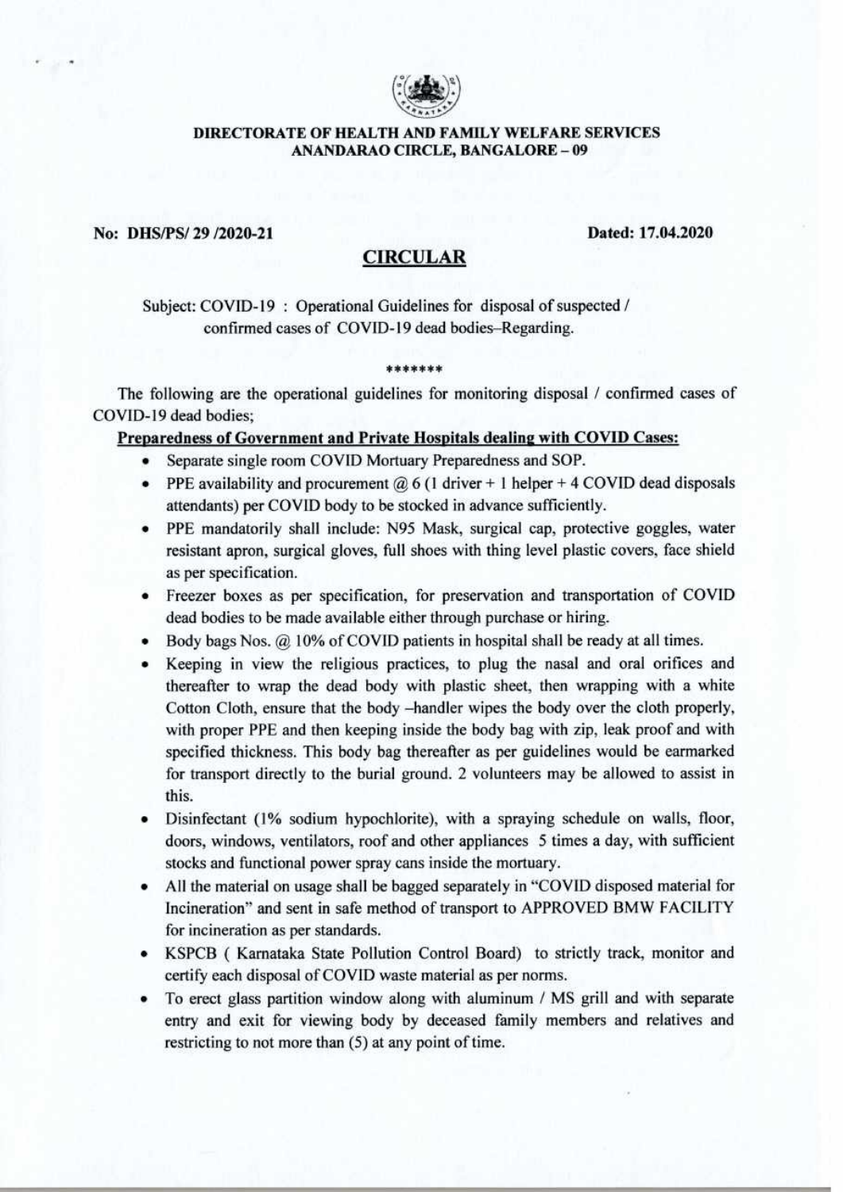**DIRECTORATE OF HEALTH AND FAMILY WELFARE SERVICES**
**ANANDARAO CIRCLE, BANGALORE – 09**

**No: DHS/PS/ 29 /2020-21** **Dated: 17.04.2020**

## CIRCULAR

Subject: COVID-19 : Operational Guidelines for disposal of suspected / confirmed cases of COVID-19 dead bodies–Regarding.

\*\*\*\*\*\*\*

The following are the operational guidelines for monitoring disposal / confirmed cases of COVID-19 dead bodies;

**Preparedness of Government and Private Hospitals dealing with COVID Cases:**

- Separate single room COVID Mortuary Preparedness and SOP.
- PPE availability and procurement @ 6 (1 driver + 1 helper + 4 COVID dead disposals attendants) per COVID body to be stocked in advance sufficiently.
- PPE mandatorily shall include: N95 Mask, surgical cap, protective goggles, water resistant apron, surgical gloves, full shoes with thing level plastic covers, face shield as per specification.
- Freezer boxes as per specification, for preservation and transportation of COVID dead bodies to be made available either through purchase or hiring.
- Body bags Nos. @ 10% of COVID patients in hospital shall be ready at all times.
- Keeping in view the religious practices, to plug the nasal and oral orifices and thereafter to wrap the dead body with plastic sheet, then wrapping with a white Cotton Cloth, ensure that the body –handler wipes the body over the cloth properly, with proper PPE and then keeping inside the body bag with zip, leak proof and with specified thickness. This body bag thereafter as per guidelines would be earmarked for transport directly to the burial ground. 2 volunteers may be allowed to assist in this.
- Disinfectant (1% sodium hypochlorite), with a spraying schedule on walls, floor, doors, windows, ventilators, roof and other appliances 5 times a day, with sufficient stocks and functional power spray cans inside the mortuary.
- All the material on usage shall be bagged separately in "COVID disposed material for Incineration" and sent in safe method of transport to APPROVED BMW FACILITY for incineration as per standards.
- KSPCB ( Karnataka State Pollution Control Board) to strictly track, monitor and certify each disposal of COVID waste material as per norms.
- To erect glass partition window along with aluminum / MS grill and with separate entry and exit for viewing body by deceased family members and relatives and restricting to not more than (5) at any point of time.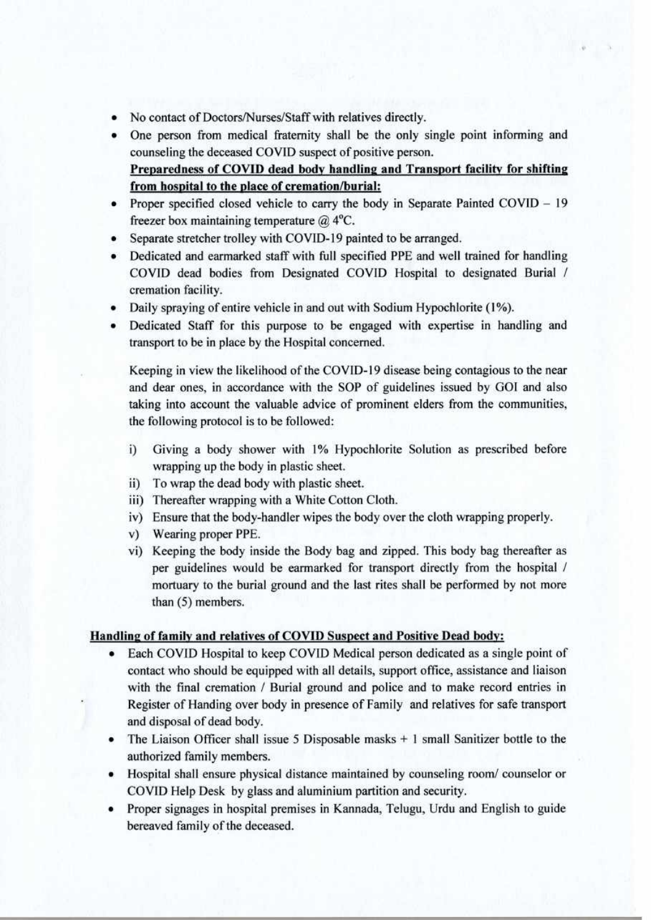- No contact of Doctors/Nurses/Staff with relatives directly.
- One person from medical fraternity shall be the only single point informing and counseling the deceased COVID suspect of positive person.

**<u>Preparedness of COVID dead body handling and Transport facility for shifting from hospital to the place of cremation/burial:</u>**

- Proper specified closed vehicle to carry the body in Separate Painted COVID – 19 freezer box maintaining temperature @ 4°C.
- Separate stretcher trolley with COVID-19 painted to be arranged.
- Dedicated and earmarked staff with full specified PPE and well trained for handling COVID dead bodies from Designated COVID Hospital to designated Burial / cremation facility.
- Daily spraying of entire vehicle in and out with Sodium Hypochlorite (1%).
- Dedicated Staff for this purpose to be engaged with expertise in handling and transport to be in place by the Hospital concerned.

Keeping in view the likelihood of the COVID-19 disease being contagious to the near and dear ones, in accordance with the SOP of guidelines issued by GOI and also taking into account the valuable advice of prominent elders from the communities, the following protocol is to be followed:

i) Giving a body shower with 1% Hypochlorite Solution as prescribed before wrapping up the body in plastic sheet.
ii) To wrap the dead body with plastic sheet.
iii) Thereafter wrapping with a White Cotton Cloth.
iv) Ensure that the body-handler wipes the body over the cloth wrapping properly.
v) Wearing proper PPE.
vi) Keeping the body inside the Body bag and zipped. This body bag thereafter as per guidelines would be earmarked for transport directly from the hospital / mortuary to the burial ground and the last rites shall be performed by not more than (5) members.

**<u>Handling of family and relatives of COVID Suspect and Positive Dead body:</u>**

- Each COVID Hospital to keep COVID Medical person dedicated as a single point of contact who should be equipped with all details, support office, assistance and liaison with the final cremation / Burial ground and police and to make record entries in Register of Handing over body in presence of Family and relatives for safe transport and disposal of dead body.
- The Liaison Officer shall issue 5 Disposable masks + 1 small Sanitizer bottle to the authorized family members.
- Hospital shall ensure physical distance maintained by counseling room/ counselor or COVID Help Desk by glass and aluminium partition and security.
- Proper signages in hospital premises in Kannada, Telugu, Urdu and English to guide bereaved family of the deceased.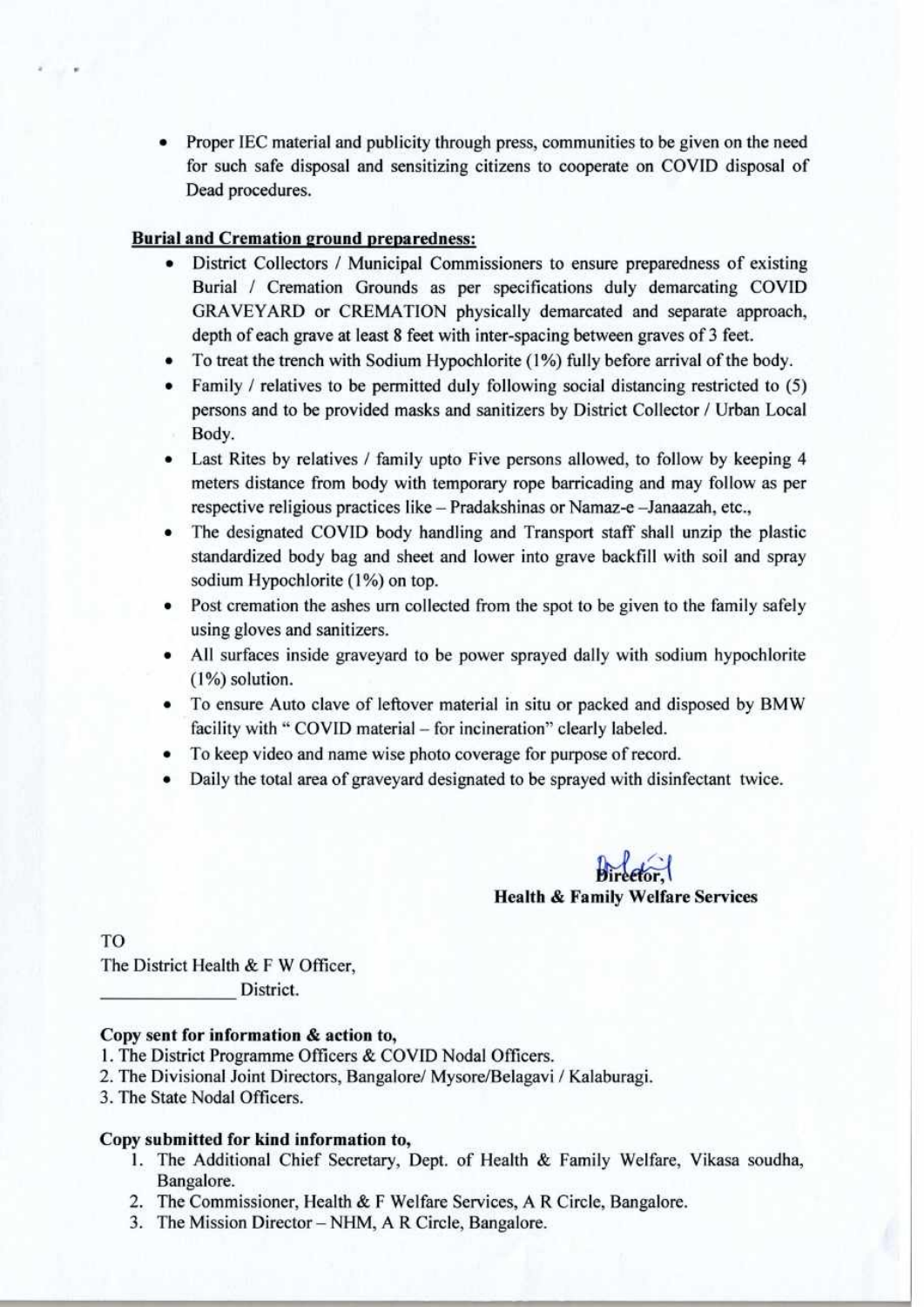- Proper IEC material and publicity through press, communities to be given on the need for such safe disposal and sensitizing citizens to cooperate on COVID disposal of Dead procedures.

**Burial and Cremation ground preparedness:**

- District Collectors / Municipal Commissioners to ensure preparedness of existing Burial / Cremation Grounds as per specifications duly demarcating COVID GRAVEYARD or CREMATION physically demarcated and separate approach, depth of each grave at least 8 feet with inter-spacing between graves of 3 feet.
- To treat the trench with Sodium Hypochlorite (1%) fully before arrival of the body.
- Family / relatives to be permitted duly following social distancing restricted to (5) persons and to be provided masks and sanitizers by District Collector / Urban Local Body.
- Last Rites by relatives / family upto Five persons allowed, to follow by keeping 4 meters distance from body with temporary rope barricading and may follow as per respective religious practices like – Pradakshinas or Namaz-e –Janaazah, etc.,
- The designated COVID body handling and Transport staff shall unzip the plastic standardized body bag and sheet and lower into grave backfill with soil and spray sodium Hypochlorite (1%) on top.
- Post cremation the ashes urn collected from the spot to be given to the family safely using gloves and sanitizers.
- All surfaces inside graveyard to be power sprayed dally with sodium hypochlorite (1%) solution.
- To ensure Auto clave of leftover material in situ or packed and disposed by BMW facility with " COVID material – for incineration" clearly labeled.
- To keep video and name wise photo coverage for purpose of record.
- Daily the total area of graveyard designated to be sprayed with disinfectant twice.

Director,
**Health & Family Welfare Services**

TO
The District Health & F W Officer,
______________ District.

**Copy sent for information & action to,**

1. The District Programme Officers & COVID Nodal Officers.
2. The Divisional Joint Directors, Bangalore/ Mysore/Belagavi / Kalaburagi.
3. The State Nodal Officers.

**Copy submitted for kind information to,**

1. The Additional Chief Secretary, Dept. of Health & Family Welfare, Vikasa soudha, Bangalore.
2. The Commissioner, Health & F Welfare Services, A R Circle, Bangalore.
3. The Mission Director – NHM, A R Circle, Bangalore.